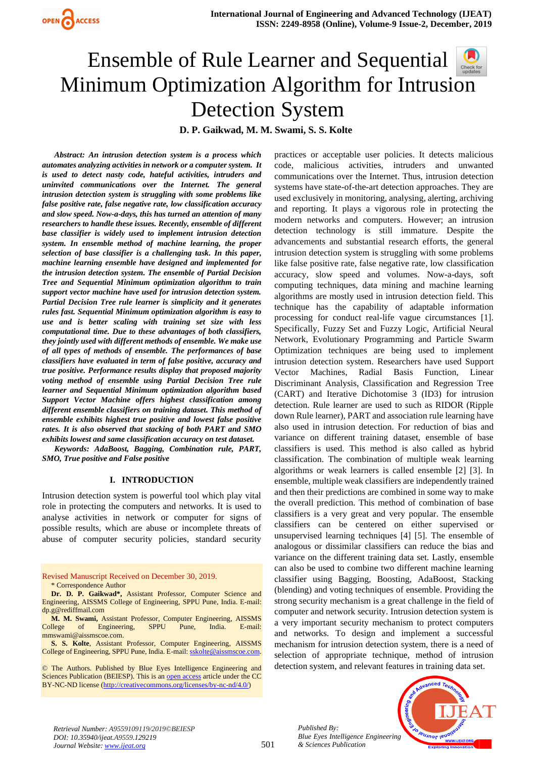# Ensemble of Rule Learner and Sequential Minimum Optimization Algorithm for Intrusion Detection System

**D. P. Gaikwad, M. M. Swami, S. S. Kolte**

***Abstract: An intrusion detection system is a process which automates analyzing activities in network or a computer system. It is used to detect nasty code, hateful activities, intruders and uninvited communications over the Internet. The general intrusion detection system is struggling with some problems like false positive rate, false negative rate, low classification accuracy and slow speed. Now-a-days, this has turned an attention of many researchers to handle these issues. Recently, ensemble of different base classifier is widely used to implement intrusion detection system. In ensemble method of machine learning, the proper selection of base classifier is a challenging task. In this paper, machine learning ensemble have designed and implemented for the intrusion detection system. The ensemble of Partial Decision Tree and Sequential Minimum optimization algorithm to train support vector machine have used for intrusion detection system. Partial Decision Tree rule learner is simplicity and it generates rules fast. Sequential Minimum optimization algorithm is easy to use and is better scaling with training set size with less computational time. Due to these advantages of both classifiers, they jointly used with different methods of ensemble. We make use of all types of methods of ensemble. The performances of base classifiers have evaluated in term of false positive, accuracy and true positive. Performance results display that proposed majority voting method of ensemble using Partial Decision Tree rule learner and Sequential Minimum optimization algorithm based Support Vector Machine offers highest classification among different ensemble classifiers on training dataset. This method of ensemble exhibits highest true positive and lowest false positive rates. It is also observed that stacking of both PART and SMO exhibits lowest and same classification accuracy on test dataset.***

***Keywords: AdaBoost, Bagging, Combination rule, PART, SMO, True positive and False positive***

## I. INTRODUCTION

Intrusion detection system is powerful tool which play vital role in protecting the computers and networks. It is used to analyse activities in network or computer for signs of possible results, which are abuse or incomplete threats of abuse of computer security policies, standard security practices or acceptable user policies. It detects malicious code, malicious activities, intruders and unwanted communications over the Internet. Thus, intrusion detection systems have state-of-the-art detection approaches. They are used exclusively in monitoring, analysing, alerting, archiving and reporting. It plays a vigorous role in protecting the modern networks and computers. However; an intrusion detection technology is still immature. Despite the advancements and substantial research efforts, the general intrusion detection system is struggling with some problems like false positive rate, false negative rate, low classification accuracy, slow speed and volumes. Now-a-days, soft computing techniques, data mining and machine learning algorithms are mostly used in intrusion detection field. This technique has the capability of adaptable information processing for conduct real-life vague circumstances [1]. Specifically, Fuzzy Set and Fuzzy Logic, Artificial Neural Network, Evolutionary Programming and Particle Swarm Optimization techniques are being used to implement intrusion detection system. Researchers have used Support Vector Machines, Radial Basis Function, Linear Discriminant Analysis, Classification and Regression Tree (CART) and Iterative Dichotomise 3 (ID3) for intrusion detection. Rule learner are used to such as RIDOR (Ripple down Rule learner), PART and association rule learning have also used in intrusion detection. For reduction of bias and variance on different training dataset, ensemble of base classifiers is used. This method is also called as hybrid classification. The combination of multiple weak learning algorithms or weak learners is called ensemble [2] [3]. In ensemble, multiple weak classifiers are independently trained and then their predictions are combined in some way to make the overall prediction. This method of combination of base classifiers is a very great and very popular. The ensemble classifiers can be centered on either supervised or unsupervised learning techniques [4] [5]. The ensemble of analogous or dissimilar classifiers can reduce the bias and variance on the different training data set. Lastly, ensemble can also be used to combine two different machine learning classifier using Bagging, Boosting, AdaBoost, Stacking (blending) and voting techniques of ensemble. Providing the strong security mechanism is a great challenge in the field of computer and network security. Intrusion detection system is a very important security mechanism to protect computers and networks. To design and implement a successful mechanism for intrusion detection system, there is a need of selection of appropriate technique, method of intrusion detection system, and relevant features in training data set.

---

Revised Manuscript Received on December 30, 2019.

\* Correspondence Author

**Dr. D. P. Gaikwad\***, Assistant Professor, Computer Science and Engineering, AISSMS College of Engineering, SPPU Pune, India. E-mail: dp.g@rediffmail.com

**M. M. Swami**, Assistant Professor, Computer Engineering, AISSMS College of Engineering, SPPU Pune, India. E-mail: mmswami@aissmscoe.com.

**S. S. Kolte**, Assistant Professor, Computer Engineering, AISSMS College of Engineering, SPPU Pune, India. E-mail: sskolte@aissmscoe.com.

© The Authors. Published by Blue Eyes Intelligence Engineering and Sciences Publication (BEIESP). This is an open access article under the CC BY-NC-ND license (http://creativecommons.org/licenses/by-nc-nd/4.0/)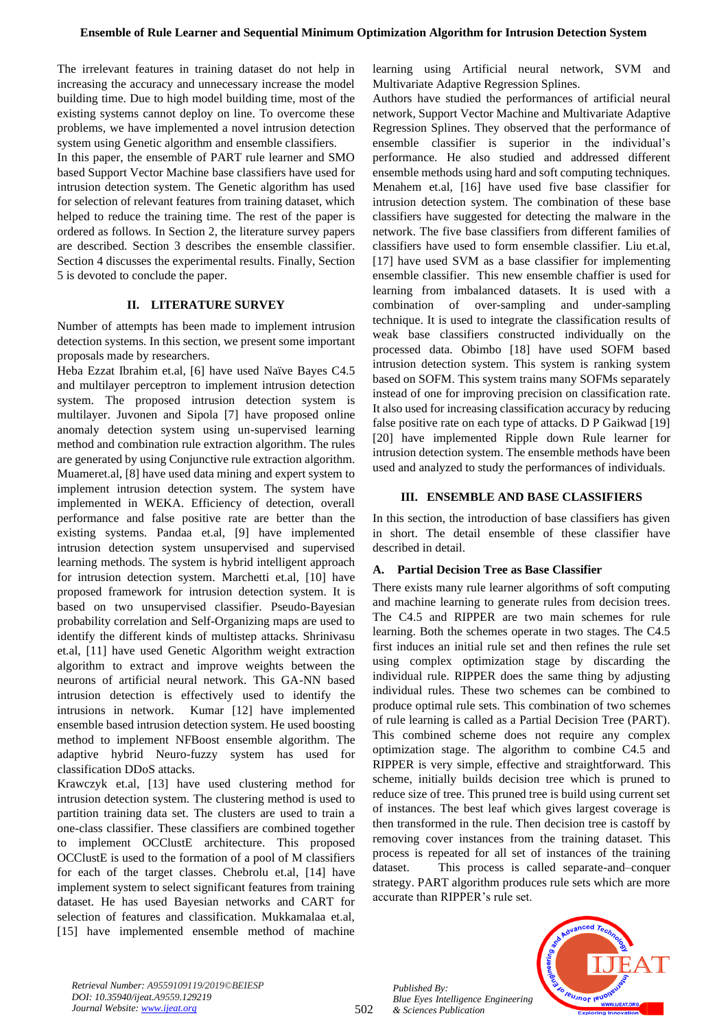The irrelevant features in training dataset do not help in increasing the accuracy and unnecessary increase the model building time. Due to high model building time, most of the existing systems cannot deploy on line. To overcome these problems, we have implemented a novel intrusion detection system using Genetic algorithm and ensemble classifiers.

In this paper, the ensemble of PART rule learner and SMO based Support Vector Machine base classifiers have used for intrusion detection system. The Genetic algorithm has used for selection of relevant features from training dataset, which helped to reduce the training time. The rest of the paper is ordered as follows. In Section 2, the literature survey papers are described. Section 3 describes the ensemble classifier. Section 4 discusses the experimental results. Finally, Section 5 is devoted to conclude the paper.

## II. LITERATURE SURVEY

Number of attempts has been made to implement intrusion detection systems. In this section, we present some important proposals made by researchers.

Heba Ezzat Ibrahim et.al, [6] have used Naïve Bayes C4.5 and multilayer perceptron to implement intrusion detection system. The proposed intrusion detection system is multilayer. Juvonen and Sipola [7] have proposed online anomaly detection system using un-supervised learning method and combination rule extraction algorithm. The rules are generated by using Conjunctive rule extraction algorithm. Muameret.al, [8] have used data mining and expert system to implement intrusion detection system. The system have implemented in WEKA. Efficiency of detection, overall performance and false positive rate are better than the existing systems. Pandaa et.al, [9] have implemented intrusion detection system unsupervised and supervised learning methods. The system is hybrid intelligent approach for intrusion detection system. Marchetti et.al, [10] have proposed framework for intrusion detection system. It is based on two unsupervised classifier. Pseudo-Bayesian probability correlation and Self-Organizing maps are used to identify the different kinds of multistep attacks. Shrinivasu et.al, [11] have used Genetic Algorithm weight extraction algorithm to extract and improve weights between the neurons of artificial neural network. This GA-NN based intrusion detection is effectively used to identify the intrusions in network. Kumar [12] have implemented ensemble based intrusion detection system. He used boosting method to implement NFBoost ensemble algorithm. The adaptive hybrid Neuro-fuzzy system has used for classification DDoS attacks.

Krawczyk et.al, [13] have used clustering method for intrusion detection system. The clustering method is used to partition training data set. The clusters are used to train a one-class classifier. These classifiers are combined together to implement OCClustE architecture. This proposed OCClustE is used to the formation of a pool of M classifiers for each of the target classes. Chebrolu et.al, [14] have implement system to select significant features from training dataset. He has used Bayesian networks and CART for selection of features and classification. Mukkamalaa et.al, [15] have implemented ensemble method of machine learning using Artificial neural network, SVM and Multivariate Adaptive Regression Splines.

Authors have studied the performances of artificial neural network, Support Vector Machine and Multivariate Adaptive Regression Splines. They observed that the performance of ensemble classifier is superior in the individual's performance. He also studied and addressed different ensemble methods using hard and soft computing techniques. Menahem et.al, [16] have used five base classifier for intrusion detection system. The combination of these base classifiers have suggested for detecting the malware in the network. The five base classifiers from different families of classifiers have used to form ensemble classifier. Liu et.al, [17] have used SVM as a base classifier for implementing ensemble classifier. This new ensemble chaffier is used for learning from imbalanced datasets. It is used with a combination of over-sampling and under-sampling technique. It is used to integrate the classification results of weak base classifiers constructed individually on the processed data. Obimbo [18] have used SOFM based intrusion detection system. This system is ranking system based on SOFM. This system trains many SOFMs separately instead of one for improving precision on classification rate. It also used for increasing classification accuracy by reducing false positive rate on each type of attacks. D P Gaikwad [19] [20] have implemented Ripple down Rule learner for intrusion detection system. The ensemble methods have been used and analyzed to study the performances of individuals.

## III. ENSEMBLE AND BASE CLASSIFIERS

In this section, the introduction of base classifiers has given in short. The detail ensemble of these classifier have described in detail.

### A. Partial Decision Tree as Base Classifier

There exists many rule learner algorithms of soft computing and machine learning to generate rules from decision trees. The C4.5 and RIPPER are two main schemes for rule learning. Both the schemes operate in two stages. The C4.5 first induces an initial rule set and then refines the rule set using complex optimization stage by discarding the individual rule. RIPPER does the same thing by adjusting individual rules. These two schemes can be combined to produce optimal rule sets. This combination of two schemes of rule learning is called as a Partial Decision Tree (PART). This combined scheme does not require any complex optimization stage. The algorithm to combine C4.5 and RIPPER is very simple, effective and straightforward. This scheme, initially builds decision tree which is pruned to reduce size of tree. This pruned tree is build using current set of instances. The best leaf which gives largest coverage is then transformed in the rule. Then decision tree is castoff by removing cover instances from the training dataset. This process is repeated for all set of instances of the training dataset. This process is called separate-and–conquer strategy. PART algorithm produces rule sets which are more accurate than RIPPER's rule set.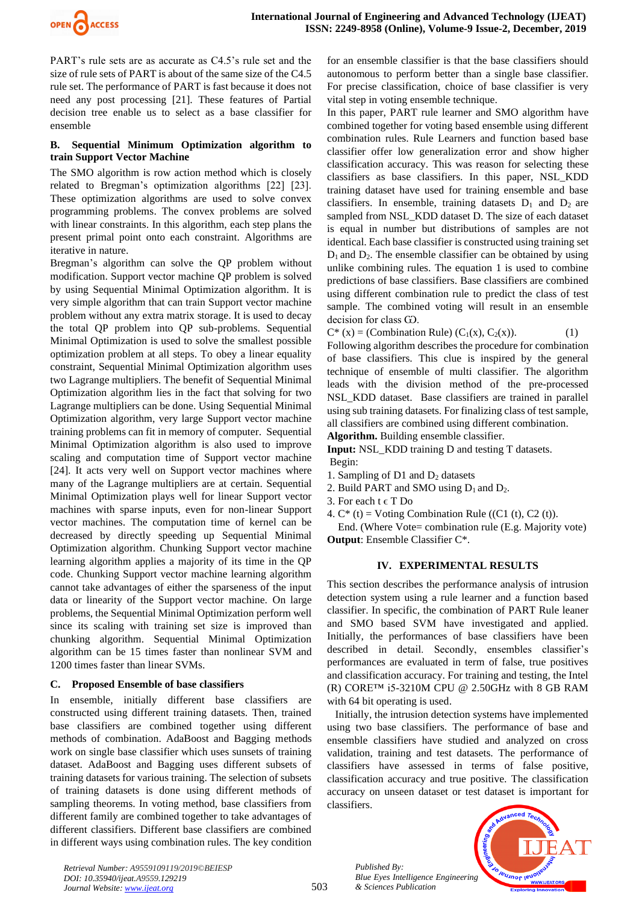PART's rule sets are as accurate as C4.5's rule set and the size of rule sets of PART is about of the same size of the C4.5 rule set. The performance of PART is fast because it does not need any post processing [21]. These features of Partial decision tree enable us to select as a base classifier for ensemble

### B. Sequential Minimum Optimization algorithm to train Support Vector Machine

The SMO algorithm is row action method which is closely related to Bregman's optimization algorithms [22] [23]. These optimization algorithms are used to solve convex programming problems. The convex problems are solved with linear constraints. In this algorithm, each step plans the present primal point onto each constraint. Algorithms are iterative in nature.

Bregman's algorithm can solve the QP problem without modification. Support vector machine QP problem is solved by using Sequential Minimal Optimization algorithm. It is very simple algorithm that can train Support vector machine problem without any extra matrix storage. It is used to decay the total QP problem into QP sub-problems. Sequential Minimal Optimization is used to solve the smallest possible optimization problem at all steps. To obey a linear equality constraint, Sequential Minimal Optimization algorithm uses two Lagrange multipliers. The benefit of Sequential Minimal Optimization algorithm lies in the fact that solving for two Lagrange multipliers can be done. Using Sequential Minimal Optimization algorithm, very large Support vector machine training problems can fit in memory of computer. Sequential Minimal Optimization algorithm is also used to improve scaling and computation time of Support vector machine [24]. It acts very well on Support vector machines where many of the Lagrange multipliers are at certain. Sequential Minimal Optimization plays well for linear Support vector machines with sparse inputs, even for non-linear Support vector machines. The computation time of kernel can be decreased by directly speeding up Sequential Minimal Optimization algorithm. Chunking Support vector machine learning algorithm applies a majority of its time in the QP code. Chunking Support vector machine learning algorithm cannot take advantages of either the sparseness of the input data or linearity of the Support vector machine. On large problems, the Sequential Minimal Optimization perform well since its scaling with training set size is improved than chunking algorithm. Sequential Minimal Optimization algorithm can be 15 times faster than nonlinear SVM and 1200 times faster than linear SVMs.

### C. Proposed Ensemble of base classifiers

In ensemble, initially different base classifiers are constructed using different training datasets. Then, trained base classifiers are combined together using different methods of combination. AdaBoost and Bagging methods work on single base classifier which uses sunsets of training dataset. AdaBoost and Bagging uses different subsets of training datasets for various training. The selection of subsets of training datasets is done using different methods of sampling theorems. In voting method, base classifiers from different family are combined together to take advantages of different classifiers. Different base classifiers are combined in different ways using combination rules. The key condition for an ensemble classifier is that the base classifiers should autonomous to perform better than a single base classifier. For precise classification, choice of base classifier is very vital step in voting ensemble technique.

In this paper, PART rule learner and SMO algorithm have combined together for voting based ensemble using different combination rules. Rule Learners and function based base classifier offer low generalization error and show higher classification accuracy. This was reason for selecting these classifiers as base classifiers. In this paper, NSL_KDD training dataset have used for training ensemble and base classifiers. In ensemble, training datasets $D_1$ and $D_2$ are sampled from NSL_KDD dataset D. The size of each dataset is equal in number but distributions of samples are not identical. Each base classifier is constructed using training set $D_1$ and $D_2$. The ensemble classifier can be obtained by using unlike combining rules. The equation 1 is used to combine predictions of base classifiers. Base classifiers are combined using different combination rule to predict the class of test sample. The combined voting will result in an ensemble decision for class Ɐ.

$$C^*(x) = (\text{Combination Rule})\,(C_1(x), C_2(x)). \qquad (1)$$

Following algorithm describes the procedure for combination of base classifiers. This clue is inspired by the general technique of ensemble of multi classifier. The algorithm leads with the division method of the pre-processed NSL_KDD dataset. Base classifiers are trained in parallel using sub training datasets. For finalizing class of test sample, all classifiers are combined using different combination.

**Algorithm.** Building ensemble classifier.

**Input:** NSL_KDD training D and testing T datasets.

Begin:

1. Sampling of D1 and $D_2$ datasets
2. Build PART and SMO using $D_1$ and $D_2$.
3. For each t ϵ T Do
4. C* (t) = Voting Combination Rule ((C1 (t), C2 (t)).

End. (Where Vote= combination rule (E.g. Majority vote)

**Output**: Ensemble Classifier C*.

## IV. EXPERIMENTAL RESULTS

This section describes the performance analysis of intrusion detection system using a rule learner and a function based classifier. In specific, the combination of PART Rule leaner and SMO based SVM have investigated and applied. Initially, the performances of base classifiers have been described in detail. Secondly, ensembles classifier's performances are evaluated in term of false, true positives and classification accuracy. For training and testing, the Intel (R) CORE™ i5-3210M CPU @ 2.50GHz with 8 GB RAM with 64 bit operating is used.

Initially, the intrusion detection systems have implemented using two base classifiers. The performance of base and ensemble classifiers have studied and analyzed on cross validation, training and test datasets. The performance of classifiers have assessed in terms of false positive, classification accuracy and true positive. The classification accuracy on unseen dataset or test dataset is important for classifiers.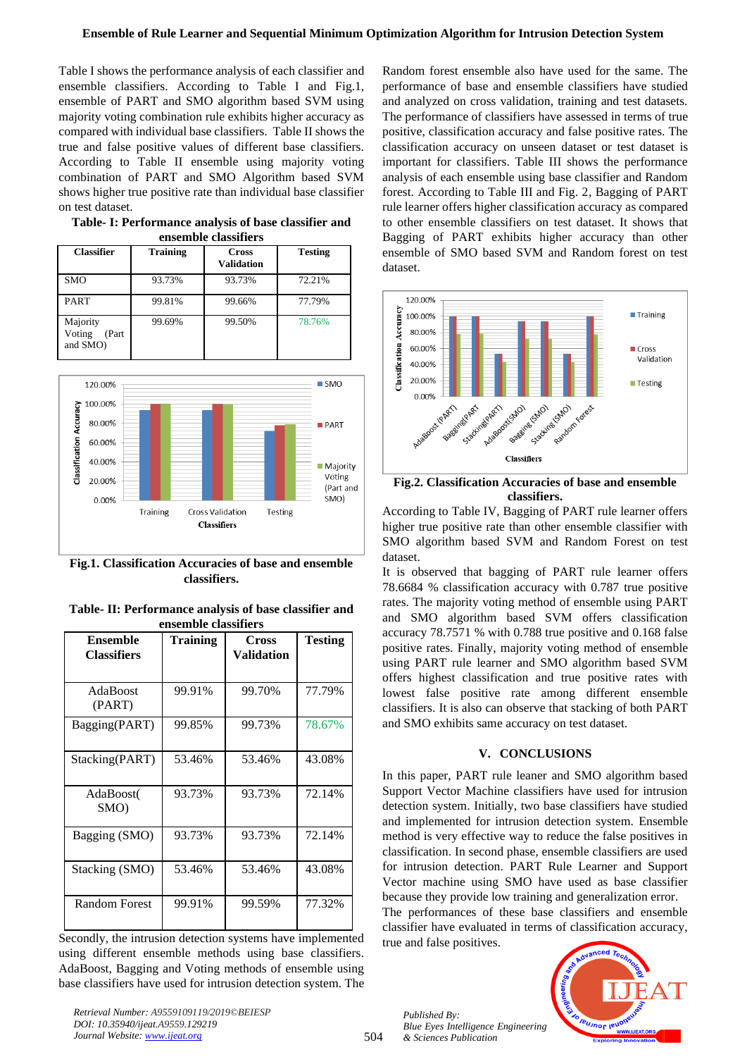Table I shows the performance analysis of each classifier and ensemble classifiers. According to Table I and Fig.1, ensemble of PART and SMO algorithm based SVM using majority voting combination rule exhibits higher accuracy as compared with individual base classifiers. Table II shows the true and false positive values of different base classifiers. According to Table II ensemble using majority voting combination of PART and SMO Algorithm based SVM shows higher true positive rate than individual base classifier on test dataset.

**Table- I: Performance analysis of base classifier and ensemble classifiers**

| Classifier | Training | Cross Validation | Testing |
|---|---|---|---|
| SMO | 93.73% | 93.73% | 72.21% |
| PART | 99.81% | 99.66% | 77.79% |
| Majority Voting (Part and SMO) | 99.69% | 99.50% | 78.76% |

**Fig.1. Classification Accuracies of base and ensemble classifiers.**

**Table- II: Performance analysis of base classifier and ensemble classifiers**

| Ensemble Classifiers | Training | Cross Validation | Testing |
|---|---|---|---|
| AdaBoost (PART) | 99.91% | 99.70% | 77.79% |
| Bagging(PART) | 99.85% | 99.73% | 78.67% |
| Stacking(PART) | 53.46% | 53.46% | 43.08% |
| AdaBoost( SMO) | 93.73% | 93.73% | 72.14% |
| Bagging (SMO) | 93.73% | 93.73% | 72.14% |
| Stacking (SMO) | 53.46% | 53.46% | 43.08% |
| Random Forest | 99.91% | 99.59% | 77.32% |

Secondly, the intrusion detection systems have implemented using different ensemble methods using base classifiers. AdaBoost, Bagging and Voting methods of ensemble using base classifiers have used for intrusion detection system. The Random forest ensemble also have used for the same. The performance of base and ensemble classifiers have studied and analyzed on cross validation, training and test datasets. The performance of classifiers have assessed in terms of true positive, classification accuracy and false positive rates. The classification accuracy on unseen dataset or test dataset is important for classifiers. Table III shows the performance analysis of each ensemble using base classifier and Random forest. According to Table III and Fig. 2, Bagging of PART rule learner offers higher classification accuracy as compared to other ensemble classifiers on test dataset. It shows that Bagging of PART exhibits higher accuracy than other ensemble of SMO based SVM and Random forest on test dataset.

**Fig.2. Classification Accuracies of base and ensemble classifiers.**

According to Table IV, Bagging of PART rule learner offers higher true positive rate than other ensemble classifier with SMO algorithm based SVM and Random Forest on test dataset.

It is observed that bagging of PART rule learner offers 78.6684 % classification accuracy with 0.787 true positive rates. The majority voting method of ensemble using PART and SMO algorithm based SVM offers classification accuracy 78.7571 % with 0.788 true positive and 0.168 false positive rates. Finally, majority voting method of ensemble using PART rule learner and SMO algorithm based SVM offers highest classification and true positive rates with lowest false positive rate among different ensemble classifiers. It is also can observe that stacking of both PART and SMO exhibits same accuracy on test dataset.

## V. CONCLUSIONS

In this paper, PART rule leaner and SMO algorithm based Support Vector Machine classifiers have used for intrusion detection system. Initially, two base classifiers have studied and implemented for intrusion detection system. Ensemble method is very effective way to reduce the false positives in classification. In second phase, ensemble classifiers are used for intrusion detection. PART Rule Learner and Support Vector machine using SMO have used as base classifier because they provide low training and generalization error.

The performances of these base classifiers and ensemble classifier have evaluated in terms of classification accuracy, true and false positives.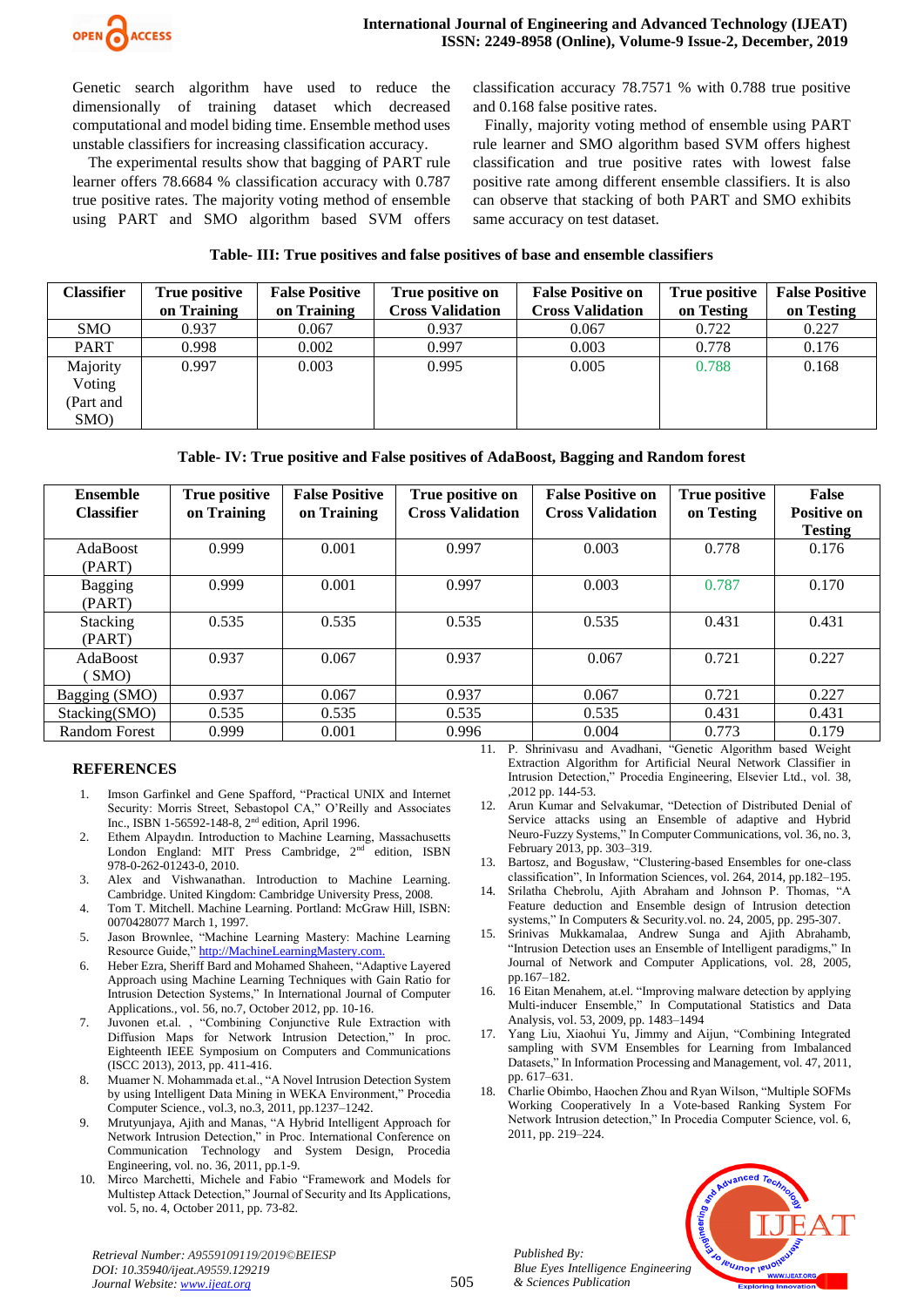Genetic search algorithm have used to reduce the dimensionally of training dataset which decreased computational and model biding time. Ensemble method uses unstable classifiers for increasing classification accuracy.

The experimental results show that bagging of PART rule learner offers 78.6684 % classification accuracy with 0.787 true positive rates. The majority voting method of ensemble using PART and SMO algorithm based SVM offers classification accuracy 78.7571 % with 0.788 true positive and 0.168 false positive rates.

Finally, majority voting method of ensemble using PART rule learner and SMO algorithm based SVM offers highest classification and true positive rates with lowest false positive rate among different ensemble classifiers. It is also can observe that stacking of both PART and SMO exhibits same accuracy on test dataset.

**Table- III: True positives and false positives of base and ensemble classifiers**

| Classifier | True positive on Training | False Positive on Training | True positive on Cross Validation | False Positive on Cross Validation | True positive on Testing | False Positive on Testing |
|---|---|---|---|---|---|---|
| SMO | 0.937 | 0.067 | 0.937 | 0.067 | 0.722 | 0.227 |
| PART | 0.998 | 0.002 | 0.997 | 0.003 | 0.778 | 0.176 |
| Majority Voting (Part and SMO) | 0.997 | 0.003 | 0.995 | 0.005 | 0.788 | 0.168 |

**Table- IV: True positive and False positives of AdaBoost, Bagging and Random forest**

| Ensemble Classifier | True positive on Training | False Positive on Training | True positive on Cross Validation | False Positive on Cross Validation | True positive on Testing | False Positive on Testing |
|---|---|---|---|---|---|---|
| AdaBoost (PART) | 0.999 | 0.001 | 0.997 | 0.003 | 0.778 | 0.176 |
| Bagging (PART) | 0.999 | 0.001 | 0.997 | 0.003 | 0.787 | 0.170 |
| Stacking (PART) | 0.535 | 0.535 | 0.535 | 0.535 | 0.431 | 0.431 |
| AdaBoost ( SMO) | 0.937 | 0.067 | 0.937 | 0.067 | 0.721 | 0.227 |
| Bagging (SMO) | 0.937 | 0.067 | 0.937 | 0.067 | 0.721 | 0.227 |
| Stacking(SMO) | 0.535 | 0.535 | 0.535 | 0.535 | 0.431 | 0.431 |
| Random Forest | 0.999 | 0.001 | 0.996 | 0.004 | 0.773 | 0.179 |

## REFERENCES

1. Imson Garfinkel and Gene Spafford, "Practical UNIX and Internet Security: Morris Street, Sebastopol CA," O'Reilly and Associates Inc., ISBN 1-56592-148-8, 2nd edition, April 1996.
2. Ethem Alpaydın. Introduction to Machine Learning, Massachusetts London England: MIT Press Cambridge, 2nd edition, ISBN 978-0-262-01243-0, 2010.
3. Alex and Vishwanathan. Introduction to Machine Learning. Cambridge. United Kingdom: Cambridge University Press, 2008.
4. Tom T. Mitchell. Machine Learning. Portland: McGraw Hill, ISBN: 0070428077 March 1, 1997.
5. Jason Brownlee, "Machine Learning Mastery: Machine Learning Resource Guide," http://MachineLearningMastery.com.
6. Heber Ezra, Sheriff Bard and Mohamed Shaheen, "Adaptive Layered Approach using Machine Learning Techniques with Gain Ratio for Intrusion Detection Systems," In International Journal of Computer Applications., vol. 56, no.7, October 2012, pp. 10-16.
7. Juvonen et.al. , "Combining Conjunctive Rule Extraction with Diffusion Maps for Network Intrusion Detection," In proc. Eighteenth IEEE Symposium on Computers and Communications (ISCC 2013), 2013, pp. 411-416.
8. Muamer N. Mohammada et.al., "A Novel Intrusion Detection System by using Intelligent Data Mining in WEKA Environment," Procedia Computer Science., vol.3, no.3, 2011, pp.1237–1242.
9. Mrutyunjaya, Ajith and Manas, "A Hybrid Intelligent Approach for Network Intrusion Detection," in Proc. International Conference on Communication Technology and System Design, Procedia Engineering, vol. no. 36, 2011, pp.1-9.
10. Mirco Marchetti, Michele and Fabio "Framework and Models for Multistep Attack Detection," Journal of Security and Its Applications, vol. 5, no. 4, October 2011, pp. 73-82.
11. P. Shrinivasu and Avadhani, "Genetic Algorithm based Weight Extraction Algorithm for Artificial Neural Network Classifier in Intrusion Detection," Procedia Engineering, Elsevier Ltd., vol. 38, ,2012 pp. 144-53.
12. Arun Kumar and Selvakumar, "Detection of Distributed Denial of Service attacks using an Ensemble of adaptive and Hybrid Neuro-Fuzzy Systems," In Computer Communications, vol. 36, no. 3, February 2013, pp. 303–319.
13. Bartosz, and Bogusław, "Clustering-based Ensembles for one-class classification", In Information Sciences, vol. 264, 2014, pp.182–195.
14. Srilatha Chebrolu, Ajith Abraham and Johnson P. Thomas, "A Feature deduction and Ensemble design of Intrusion detection systems," In Computers & Security.vol. no. 24, 2005, pp. 295-307.
15. Srinivas Mukkamalaa, Andrew Sunga and Ajith Abrahamb, "Intrusion Detection uses an Ensemble of Intelligent paradigms," In Journal of Network and Computer Applications, vol. 28, 2005, pp.167–182.
16. 16 Eitan Menahem, at.el. "Improving malware detection by applying Multi-inducer Ensemble," In Computational Statistics and Data Analysis, vol. 53, 2009, pp. 1483–1494
17. Yang Liu, Xiaohui Yu, Jimmy and Aijun, "Combining Integrated sampling with SVM Ensembles for Learning from Imbalanced Datasets," In Information Processing and Management, vol. 47, 2011, pp. 617–631.
18. Charlie Obimbo, Haochen Zhou and Ryan Wilson, "Multiple SOFMs Working Cooperatively In a Vote-based Ranking System For Network Intrusion detection," In Procedia Computer Science, vol. 6, 2011, pp. 219–224.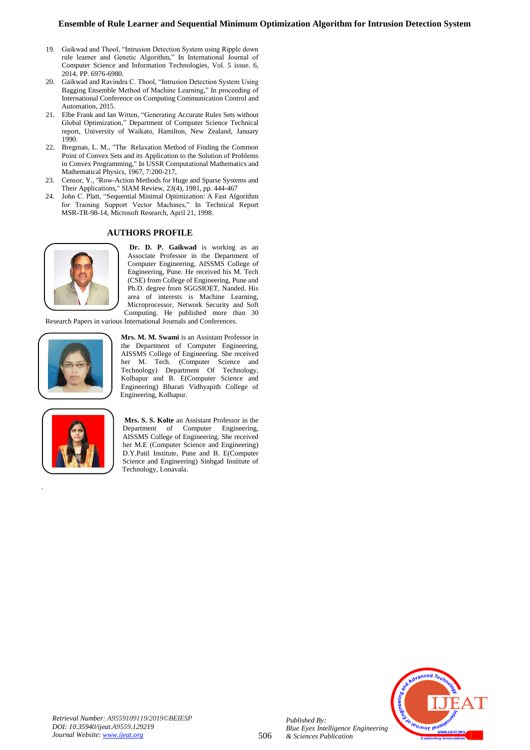19. Gaikwad and Thool, "Intrusion Detection System using Ripple down rule learner and Genetic Algorithm," In International Journal of Computer Science and Information Technologies, Vol. 5 issue. 6, 2014, PP. 6976-6980.
20. Gaikwad and Ravindra C. Thool, "Intrusion Detection System Using Bagging Ensemble Method of Machine Learning," In proceeding of International Conference on Computing Communication Control and Automation, 2015.
21. Elbe Frank and Ian Witten, "Generating Accurate Rules Sets without Global Optimization," Department of Computer Science Technical report, University of Waikato, Hamilton, New Zealand, January 1990.
22. Bregman, L. M., "The Relaxation Method of Finding the Common Point of Convex Sets and its Application to the Solution of Problems in Convex Programming," In USSR Computational Mathematics and Mathematical Physics, 1967, 7:200-217,
23. Censor, Y., "Row-Action Methods for Huge and Sparse Systems and Their Applications," SIAM Review, 23(4), 1981, pp. 444-467
24. John C. Platt, "Sequential Minimal Optimization: A Fast Algorithm for Training Support Vector Machines," In Technical Report MSR-TR-98-14, Microsoft Research, April 21, 1998.

## AUTHORS PROFILE

**Dr. D. P. Gaikwad** is working as an Associate Professor in the Department of Computer Engineering, AISSMS College of Engineering, Pune. He received his M. Tech (CSE) from College of Engineering, Pune and Ph.D. degree from SGGSIOET, Nanded. His area of interests is Machine Learning, Microprocessor, Network Security and Soft Computing. He published more than 30 Research Papers in various International Journals and Conferences.

**Mrs. M. M. Swami** is an Assistant Professor in the Department of Computer Engineering, AISSMS College of Engineering. She received her M. Tech. (Computer Science and Technology) Department Of Technology, Kolhapur and B. E(Computer Science and Engineering) Bharati Vidhyapith College of Engineering, Kolhapur.

**Mrs. S. S. Kolte** an Assistant Professor in the Department of Computer Engineering, AISSMS College of Engineering. She received her M.E (Computer Science and Engineering) D.Y.Patil Institute, Pune and B. E(Computer Science and Engineering) Sinhgad Institute of Technology, Lonavala.